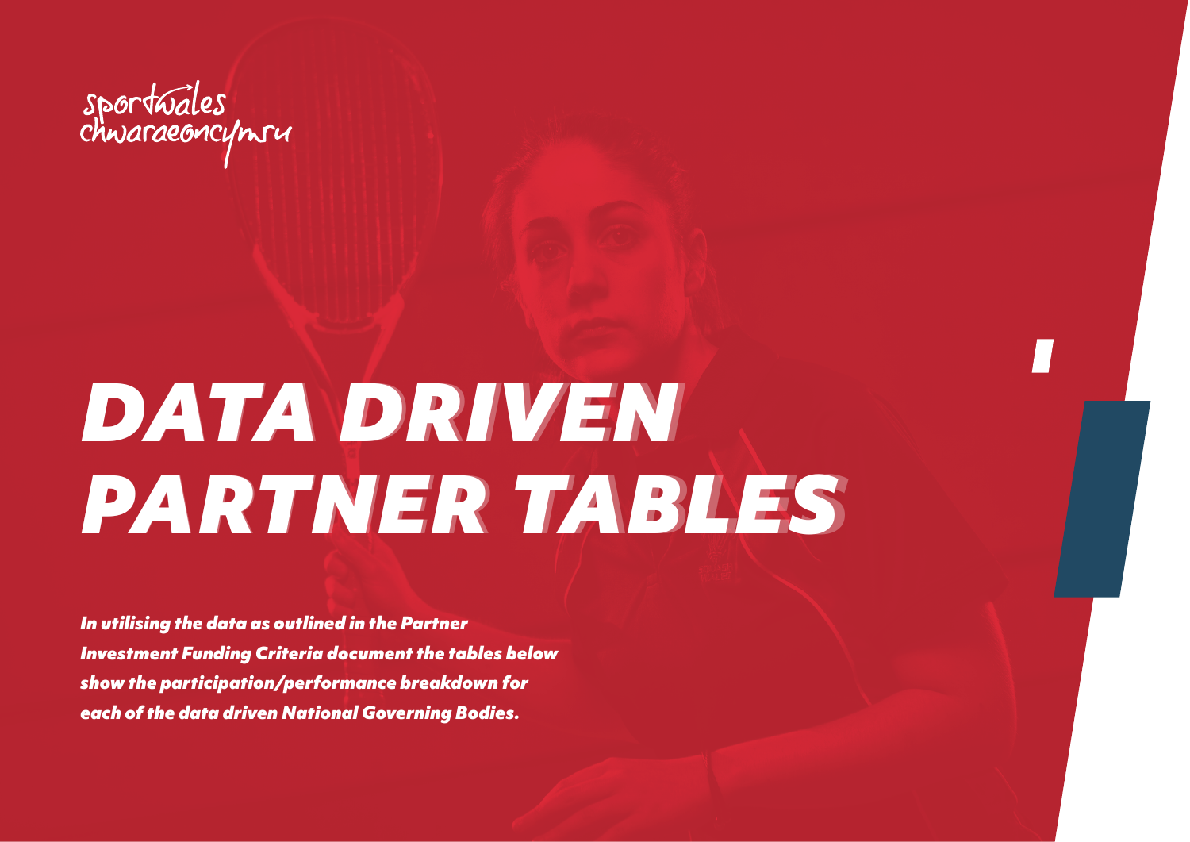sportwales
chwaraeoncymru

# DATA DRIVEN PARTNER TABLES

***In utilising the data as outlined in the Partner Investment Funding Criteria document the tables below show the participation/performance breakdown for each of the data driven National Governing Bodies.***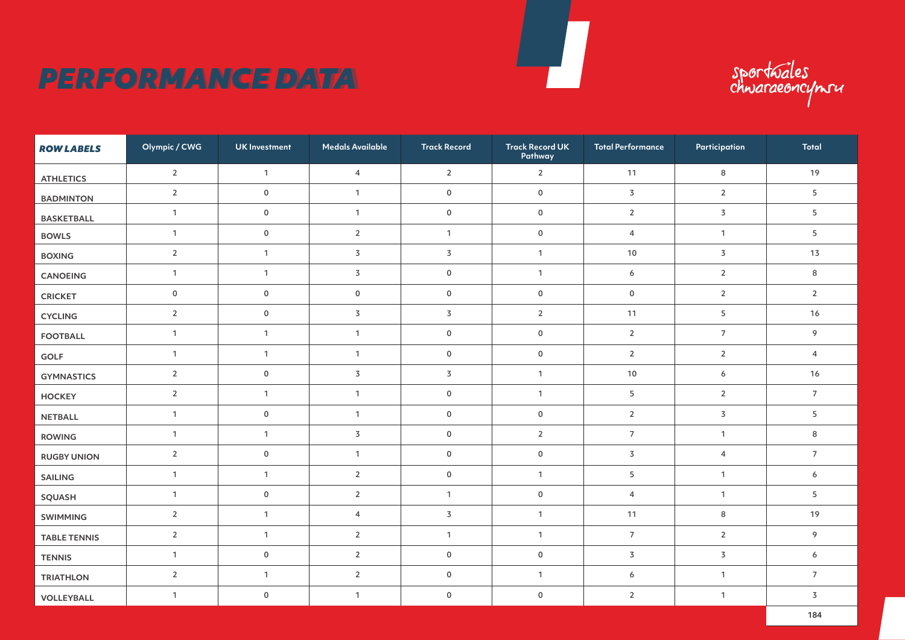# PERFORMANCE DATA

sportwales chwaraeoncymru

| ROW LABELS | Olympic / CWG | UK Investment | Medals Available | Track Record | Track Record UK Pathway | Total Performance | Participation | Total |
|---|---|---|---|---|---|---|---|---|
| ATHLETICS | 2 | 1 | 4 | 2 | 2 | 11 | 8 | 19 |
| BADMINTON | 2 | 0 | 1 | 0 | 0 | 3 | 2 | 5 |
| BASKETBALL | 1 | 0 | 1 | 0 | 0 | 2 | 3 | 5 |
| BOWLS | 1 | 0 | 2 | 1 | 0 | 4 | 1 | 5 |
| BOXING | 2 | 1 | 3 | 3 | 1 | 10 | 3 | 13 |
| CANOEING | 1 | 1 | 3 | 0 | 1 | 6 | 2 | 8 |
| CRICKET | 0 | 0 | 0 | 0 | 0 | 0 | 2 | 2 |
| CYCLING | 2 | 0 | 3 | 3 | 2 | 11 | 5 | 16 |
| FOOTBALL | 1 | 1 | 1 | 0 | 0 | 2 | 7 | 9 |
| GOLF | 1 | 1 | 1 | 0 | 0 | 2 | 2 | 4 |
| GYMNASTICS | 2 | 0 | 3 | 3 | 1 | 10 | 6 | 16 |
| HOCKEY | 2 | 1 | 1 | 0 | 1 | 5 | 2 | 7 |
| NETBALL | 1 | 0 | 1 | 0 | 0 | 2 | 3 | 5 |
| ROWING | 1 | 1 | 3 | 0 | 2 | 7 | 1 | 8 |
| RUGBY UNION | 2 | 0 | 1 | 0 | 0 | 3 | 4 | 7 |
| SAILING | 1 | 1 | 2 | 0 | 1 | 5 | 1 | 6 |
| SQUASH | 1 | 0 | 2 | 1 | 0 | 4 | 1 | 5 |
| SWIMMING | 2 | 1 | 4 | 3 | 1 | 11 | 8 | 19 |
| TABLE TENNIS | 2 | 1 | 2 | 1 | 1 | 7 | 2 | 9 |
| TENNIS | 1 | 0 | 2 | 0 | 0 | 3 | 3 | 6 |
| TRIATHLON | 2 | 1 | 2 | 0 | 1 | 6 | 1 | 7 |
| VOLLEYBALL | 1 | 0 | 1 | 0 | 0 | 2 | 1 | 3 |
| | | | | | | | | **184** |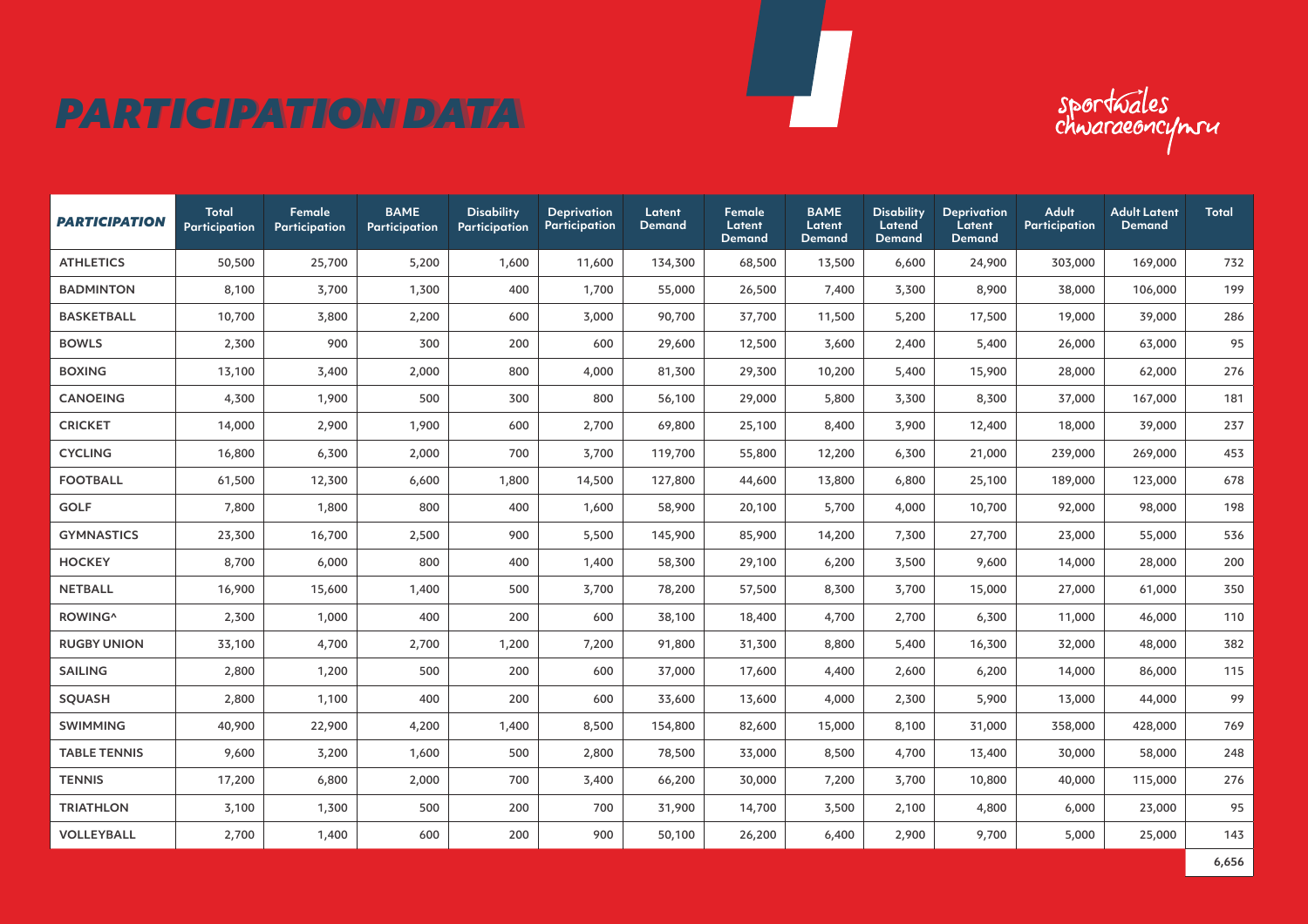# PARTICIPATION DATA

sportwales chwaraeoncymru

| *PARTICIPATION* | Total Participation | Female Participation | BAME Participation | Disability Participation | Deprivation Participation | Latent Demand | Female Latent Demand | BAME Latent Demand | Disability Latend Demand | Deprivation Latent Demand | Adult Participation | Adult Latent Demand | Total |
|---|---|---|---|---|---|---|---|---|---|---|---|---|---|
| ATHLETICS | 50,500 | 25,700 | 5,200 | 1,600 | 11,600 | 134,300 | 68,500 | 13,500 | 6,600 | 24,900 | 303,000 | 169,000 | 732 |
| BADMINTON | 8,100 | 3,700 | 1,300 | 400 | 1,700 | 55,000 | 26,500 | 7,400 | 3,300 | 8,900 | 38,000 | 106,000 | 199 |
| BASKETBALL | 10,700 | 3,800 | 2,200 | 600 | 3,000 | 90,700 | 37,700 | 11,500 | 5,200 | 17,500 | 19,000 | 39,000 | 286 |
| BOWLS | 2,300 | 900 | 300 | 200 | 600 | 29,600 | 12,500 | 3,600 | 2,400 | 5,400 | 26,000 | 63,000 | 95 |
| BOXING | 13,100 | 3,400 | 2,000 | 800 | 4,000 | 81,300 | 29,300 | 10,200 | 5,400 | 15,900 | 28,000 | 62,000 | 276 |
| CANOEING | 4,300 | 1,900 | 500 | 300 | 800 | 56,100 | 29,000 | 5,800 | 3,300 | 8,300 | 37,000 | 167,000 | 181 |
| CRICKET | 14,000 | 2,900 | 1,900 | 600 | 2,700 | 69,800 | 25,100 | 8,400 | 3,900 | 12,400 | 18,000 | 39,000 | 237 |
| CYCLING | 16,800 | 6,300 | 2,000 | 700 | 3,700 | 119,700 | 55,800 | 12,200 | 6,300 | 21,000 | 239,000 | 269,000 | 453 |
| FOOTBALL | 61,500 | 12,300 | 6,600 | 1,800 | 14,500 | 127,800 | 44,600 | 13,800 | 6,800 | 25,100 | 189,000 | 123,000 | 678 |
| GOLF | 7,800 | 1,800 | 800 | 400 | 1,600 | 58,900 | 20,100 | 5,700 | 4,000 | 10,700 | 92,000 | 98,000 | 198 |
| GYMNASTICS | 23,300 | 16,700 | 2,500 | 900 | 5,500 | 145,900 | 85,900 | 14,200 | 7,300 | 27,700 | 23,000 | 55,000 | 536 |
| HOCKEY | 8,700 | 6,000 | 800 | 400 | 1,400 | 58,300 | 29,100 | 6,200 | 3,500 | 9,600 | 14,000 | 28,000 | 200 |
| NETBALL | 16,900 | 15,600 | 1,400 | 500 | 3,700 | 78,200 | 57,500 | 8,300 | 3,700 | 15,000 | 27,000 | 61,000 | 350 |
| ROWING^ | 2,300 | 1,000 | 400 | 200 | 600 | 38,100 | 18,400 | 4,700 | 2,700 | 6,300 | 11,000 | 46,000 | 110 |
| RUGBY UNION | 33,100 | 4,700 | 2,700 | 1,200 | 7,200 | 91,800 | 31,300 | 8,800 | 5,400 | 16,300 | 32,000 | 48,000 | 382 |
| SAILING | 2,800 | 1,200 | 500 | 200 | 600 | 37,000 | 17,600 | 4,400 | 2,600 | 6,200 | 14,000 | 86,000 | 115 |
| SQUASH | 2,800 | 1,100 | 400 | 200 | 600 | 33,600 | 13,600 | 4,000 | 2,300 | 5,900 | 13,000 | 44,000 | 99 |
| SWIMMING | 40,900 | 22,900 | 4,200 | 1,400 | 8,500 | 154,800 | 82,600 | 15,000 | 8,100 | 31,000 | 358,000 | 428,000 | 769 |
| TABLE TENNIS | 9,600 | 3,200 | 1,600 | 500 | 2,800 | 78,500 | 33,000 | 8,500 | 4,700 | 13,400 | 30,000 | 58,000 | 248 |
| TENNIS | 17,200 | 6,800 | 2,000 | 700 | 3,400 | 66,200 | 30,000 | 7,200 | 3,700 | 10,800 | 40,000 | 115,000 | 276 |
| TRIATHLON | 3,100 | 1,300 | 500 | 200 | 700 | 31,900 | 14,700 | 3,500 | 2,100 | 4,800 | 6,000 | 23,000 | 95 |
| VOLLEYBALL | 2,700 | 1,400 | 600 | 200 | 900 | 50,100 | 26,200 | 6,400 | 2,900 | 9,700 | 5,000 | 25,000 | 143 |
| | | | | | | | | | | | | | **6,656** |